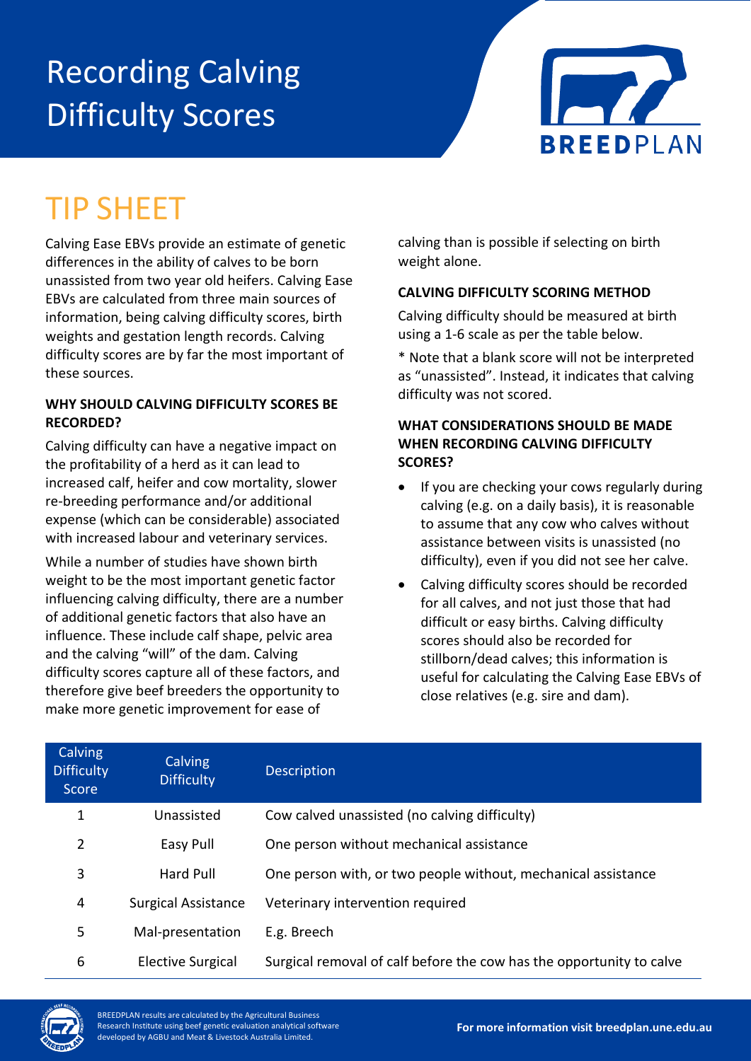# Recording Calving Difficulty Scores

BREEDPLAN

## TIP SHEET

Calving Ease EBVs provide an estimate of genetic differences in the ability of calves to be born unassisted from two year old heifers. Calving Ease EBVs are calculated from three main sources of information, being calving difficulty scores, birth weights and gestation length records. Calving difficulty scores are by far the most important of these sources.

### WHY SHOULD CALVING DIFFICULTY SCORES BE RECORDED?

Calving difficulty can have a negative impact on the profitability of a herd as it can lead to increased calf, heifer and cow mortality, slower re-breeding performance and/or additional expense (which can be considerable) associated with increased labour and veterinary services.

While a number of studies have shown birth weight to be the most important genetic factor influencing calving difficulty, there are a number of additional genetic factors that also have an influence. These include calf shape, pelvic area and the calving "will" of the dam. Calving difficulty scores capture all of these factors, and therefore give beef breeders the opportunity to make more genetic improvement for ease of calving than is possible if selecting on birth weight alone.

### CALVING DIFFICULTY SCORING METHOD

Calving difficulty should be measured at birth using a 1-6 scale as per the table below.

* Note that a blank score will not be interpreted as "unassisted". Instead, it indicates that calving difficulty was not scored.

### WHAT CONSIDERATIONS SHOULD BE MADE WHEN RECORDING CALVING DIFFICULTY SCORES?

- If you are checking your cows regularly during calving (e.g. on a daily basis), it is reasonable to assume that any cow who calves without assistance between visits is unassisted (no difficulty), even if you did not see her calve.
- Calving difficulty scores should be recorded for all calves, and not just those that had difficult or easy births. Calving difficulty scores should also be recorded for stillborn/dead calves; this information is useful for calculating the Calving Ease EBVs of close relatives (e.g. sire and dam).

| Calving Difficulty Score | Calving Difficulty | Description |
|---|---|---|
| 1 | Unassisted | Cow calved unassisted (no calving difficulty) |
| 2 | Easy Pull | One person without mechanical assistance |
| 3 | Hard Pull | One person with, or two people without, mechanical assistance |
| 4 | Surgical Assistance | Veterinary intervention required |
| 5 | Mal-presentation | E.g. Breech |
| 6 | Elective Surgical | Surgical removal of calf before the cow has the opportunity to calve |

BREEDPLAN results are calculated by the Agricultural Business Research Institute using beef genetic evaluation analytical software developed by AGBU and Meat & Livestock Australia Limited.

For more information visit breedplan.une.edu.au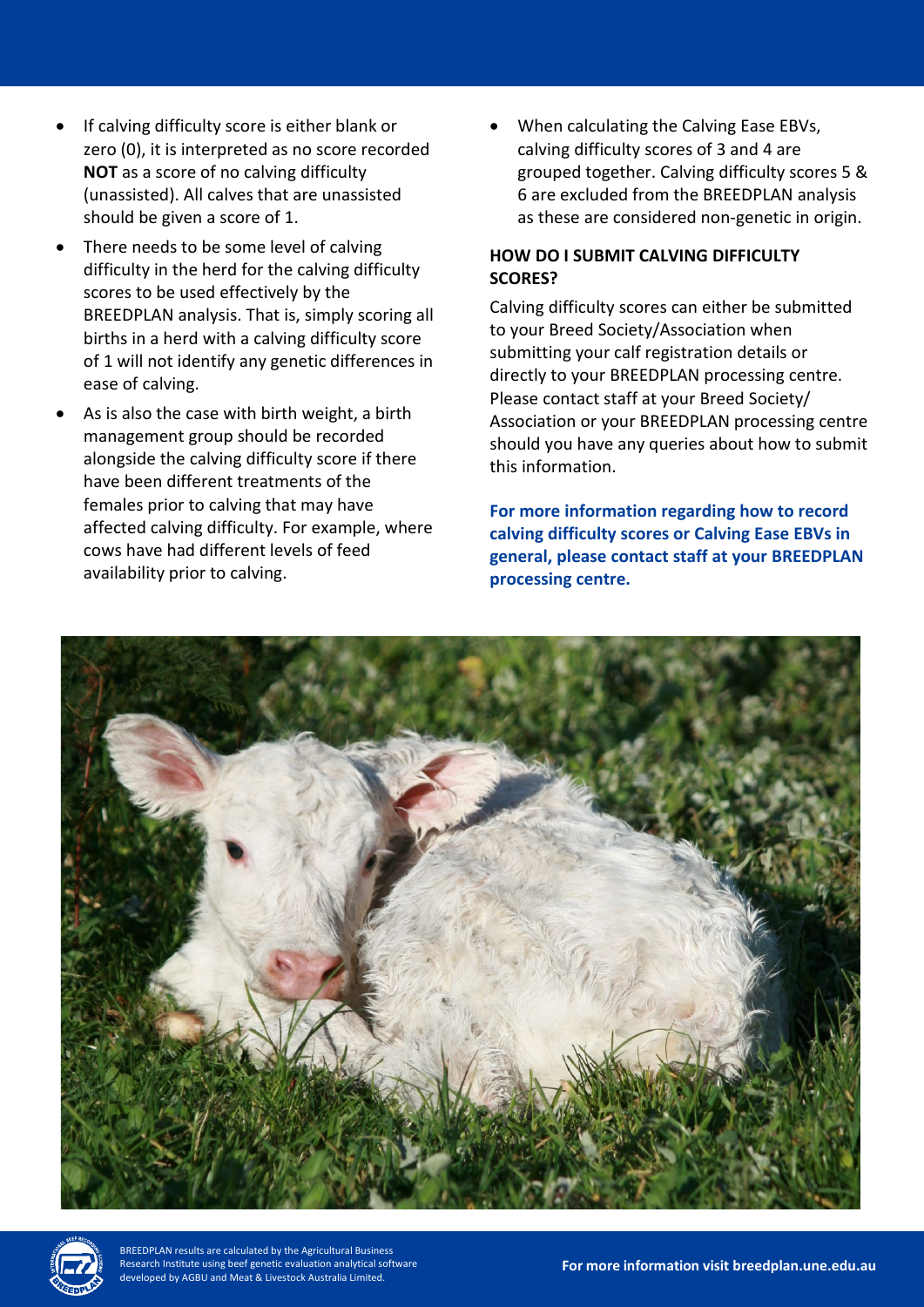- If calving difficulty score is either blank or zero (0), it is interpreted as no score recorded **NOT** as a score of no calving difficulty (unassisted). All calves that are unassisted should be given a score of 1.
- There needs to be some level of calving difficulty in the herd for the calving difficulty scores to be used effectively by the BREEDPLAN analysis. That is, simply scoring all births in a herd with a calving difficulty score of 1 will not identify any genetic differences in ease of calving.
- As is also the case with birth weight, a birth management group should be recorded alongside the calving difficulty score if there have been different treatments of the females prior to calving that may have affected calving difficulty. For example, where cows have had different levels of feed availability prior to calving.
- When calculating the Calving Ease EBVs, calving difficulty scores of 3 and 4 are grouped together. Calving difficulty scores 5 & 6 are excluded from the BREEDPLAN analysis as these are considered non-genetic in origin.

**HOW DO I SUBMIT CALVING DIFFICULTY SCORES?**

Calving difficulty scores can either be submitted to your Breed Society/Association when submitting your calf registration details or directly to your BREEDPLAN processing centre. Please contact staff at your Breed Society/ Association or your BREEDPLAN processing centre should you have any queries about how to submit this information.

**For more information regarding how to record calving difficulty scores or Calving Ease EBVs in general, please contact staff at your BREEDPLAN processing centre.**

BREEDPLAN results are calculated by the Agricultural Business Research Institute using beef genetic evaluation analytical software developed by AGBU and Meat & Livestock Australia Limited.

**For more information visit breedplan.une.edu.au**